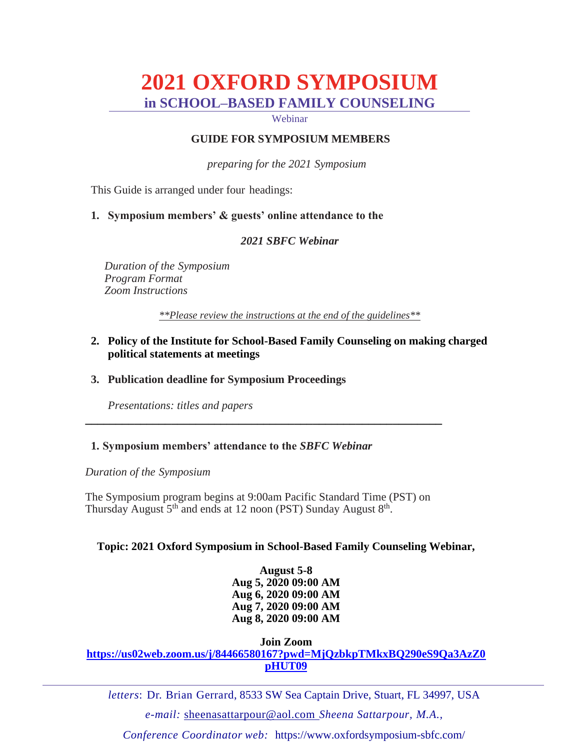# 2021 OXFORD SYMPOSIUM

## in SCHOOL–BASED FAMILY COUNSELING

Webinar

### GUIDE FOR SYMPOSIUM MEMBERS

*preparing for the 2021 Symposium*

This Guide is arranged under four headings:

1. **Symposium members' & guests' online attendance to the**

   ***2021 SBFC Webinar***

   *Duration of the Symposium*
   *Program Format*
   *Zoom Instructions*

   *\*\*Please review the instructions at the end of the guidelines\*\**

2. **Policy of the Institute for School-Based Family Counseling on making charged political statements at meetings**

3. **Publication deadline for Symposium Proceedings**

   *Presentations: titles and papers*

---

### 1. Symposium members' attendance to the *SBFC Webinar*

*Duration of the Symposium*

The Symposium program begins at 9:00am Pacific Standard Time (PST) on Thursday August 5th and ends at 12 noon (PST) Sunday August 8th.

**Topic: 2021 Oxford Symposium in School-Based Family Counseling Webinar,**

**August 5-8**
**Aug 5, 2020 09:00 AM**
**Aug 6, 2020 09:00 AM**
**Aug 7, 2020 09:00 AM**
**Aug 8, 2020 09:00 AM**

**Join Zoom**
**https://us02web.zoom.us/j/84466580167?pwd=MjQzbkpTMkxBQ290eS9Qa3AzZ0pHUT09**

---

*letters*: Dr. Brian Gerrard, 8533 SW Sea Captain Drive, Stuart, FL 34997, USA

*e-mail:* sheenasattarpour@aol.com *Sheena Sattarpour, M.A.,*

*Conference Coordinator web:* https://www.oxfordsymposium-sbfc.com/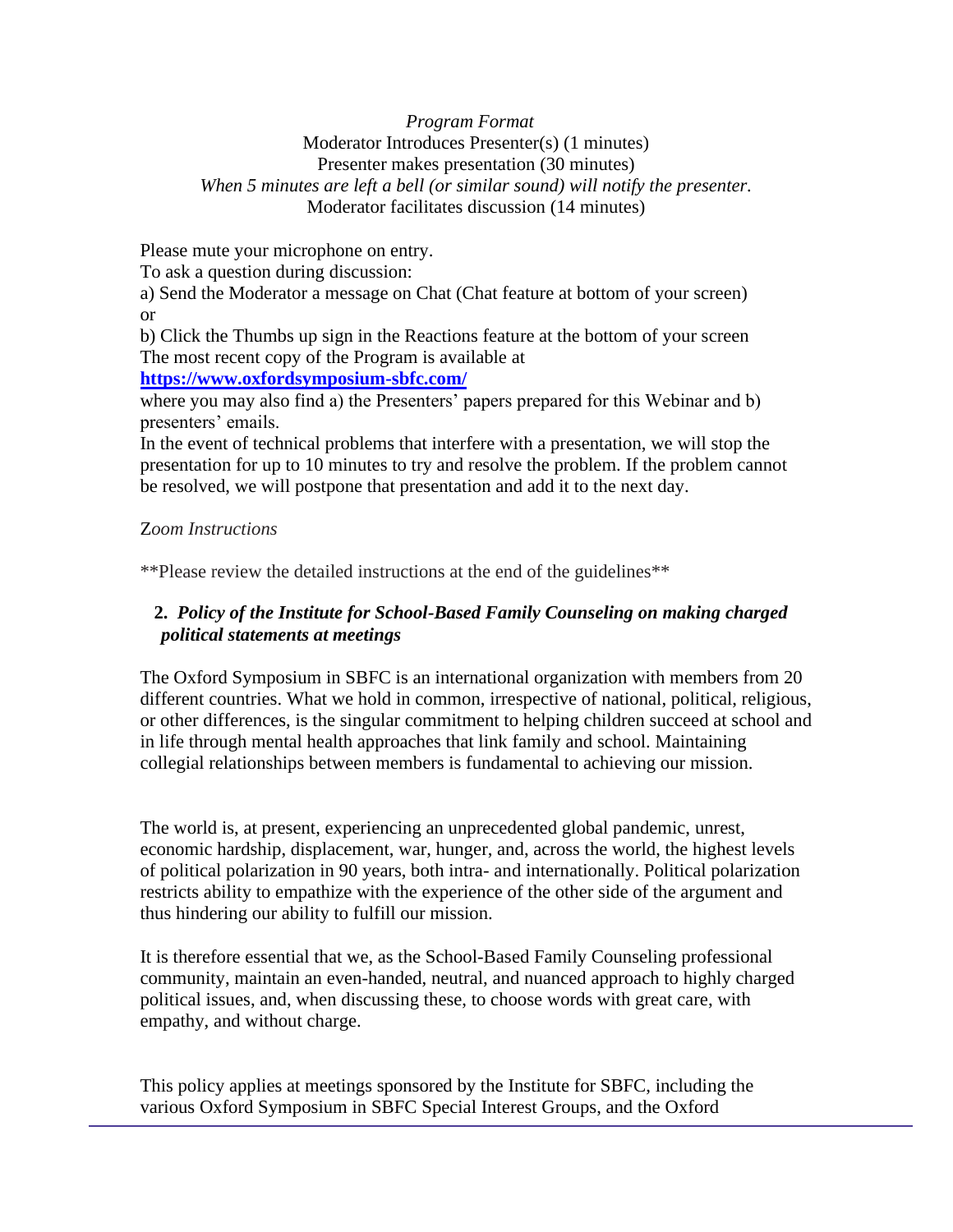*Program Format*

Moderator Introduces Presenter(s) (1 minutes)

Presenter makes presentation (30 minutes)

*When 5 minutes are left a bell (or similar sound) will notify the presenter.*

Moderator facilitates discussion (14 minutes)

Please mute your microphone on entry.

To ask a question during discussion:

a) Send the Moderator a message on Chat (Chat feature at bottom of your screen)
or

b) Click the Thumbs up sign in the Reactions feature at the bottom of your screen

The most recent copy of the Program is available at
**https://www.oxfordsymposium-sbfc.com/**
where you may also find a) the Presenters' papers prepared for this Webinar and b) presenters' emails.

In the event of technical problems that interfere with a presentation, we will stop the presentation for up to 10 minutes to try and resolve the problem. If the problem cannot be resolved, we will postpone that presentation and add it to the next day.

Z*oom Instructions*

**Please review the detailed instructions at the end of the guidelines**

## 2. *Policy of the Institute for School-Based Family Counseling on making charged political statements at meetings*

The Oxford Symposium in SBFC is an international organization with members from 20 different countries. What we hold in common, irrespective of national, political, religious, or other differences, is the singular commitment to helping children succeed at school and in life through mental health approaches that link family and school. Maintaining collegial relationships between members is fundamental to achieving our mission.

The world is, at present, experiencing an unprecedented global pandemic, unrest, economic hardship, displacement, war, hunger, and, across the world, the highest levels of political polarization in 90 years, both intra- and internationally. Political polarization restricts ability to empathize with the experience of the other side of the argument and thus hindering our ability to fulfill our mission.

It is therefore essential that we, as the School-Based Family Counseling professional community, maintain an even-handed, neutral, and nuanced approach to highly charged political issues, and, when discussing these, to choose words with great care, with empathy, and without charge.

This policy applies at meetings sponsored by the Institute for SBFC, including the various Oxford Symposium in SBFC Special Interest Groups, and the Oxford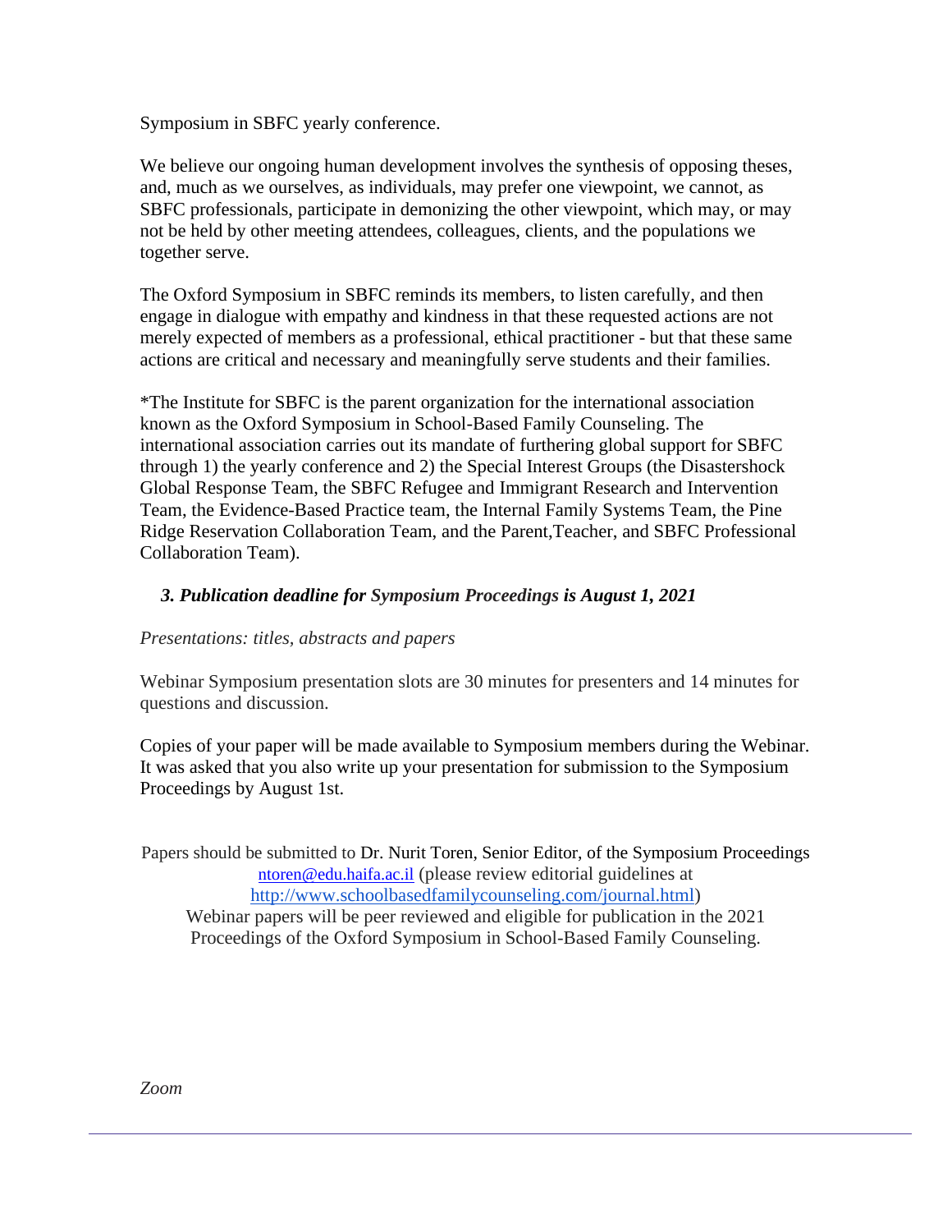Symposium in SBFC yearly conference.

We believe our ongoing human development involves the synthesis of opposing theses, and, much as we ourselves, as individuals, may prefer one viewpoint, we cannot, as SBFC professionals, participate in demonizing the other viewpoint, which may, or may not be held by other meeting attendees, colleagues, clients, and the populations we together serve.

The Oxford Symposium in SBFC reminds its members, to listen carefully, and then engage in dialogue with empathy and kindness in that these requested actions are not merely expected of members as a professional, ethical practitioner - but that these same actions are critical and necessary and meaningfully serve students and their families.

*The Institute for SBFC is the parent organization for the international association known as the Oxford Symposium in School-Based Family Counseling. The international association carries out its mandate of furthering global support for SBFC through 1) the yearly conference and 2) the Special Interest Groups (the Disastershock Global Response Team, the SBFC Refugee and Immigrant Research and Intervention Team, the Evidence-Based Practice team, the Internal Family Systems Team, the Pine Ridge Reservation Collaboration Team, and the Parent,Teacher, and SBFC Professional Collaboration Team).

### *3. Publication deadline for Symposium Proceedings is August 1, 2021*

*Presentations: titles, abstracts and papers*

Webinar Symposium presentation slots are 30 minutes for presenters and 14 minutes for questions and discussion.

Copies of your paper will be made available to Symposium members during the Webinar. It was asked that you also write up your presentation for submission to the Symposium Proceedings by August 1st.

Papers should be submitted to Dr. Nurit Toren, Senior Editor, of the Symposium Proceedings ntoren@edu.haifa.ac.il (please review editorial guidelines at http://www.schoolbasedfamilycounseling.com/journal.html)
Webinar papers will be peer reviewed and eligible for publication in the 2021 Proceedings of the Oxford Symposium in School-Based Family Counseling.

*Zoom*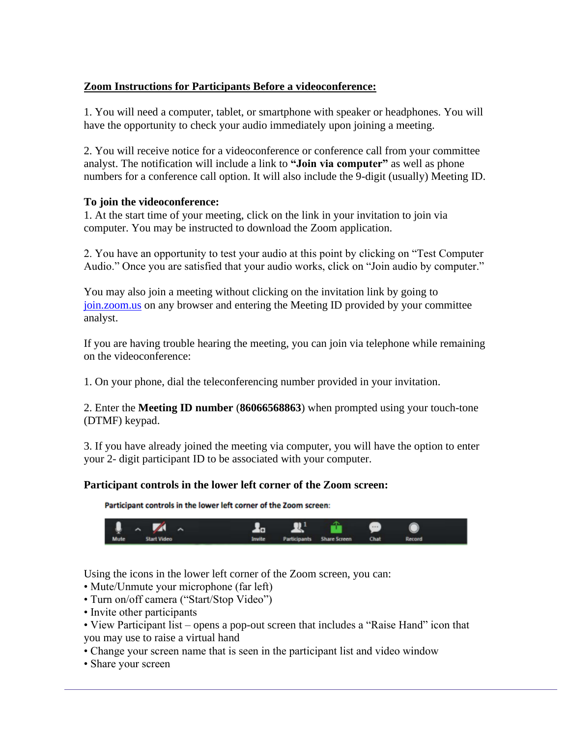## Zoom Instructions for Participants Before a videoconference:

1. You will need a computer, tablet, or smartphone with speaker or headphones. You will have the opportunity to check your audio immediately upon joining a meeting.

2. You will receive notice for a videoconference or conference call from your committee analyst. The notification will include a link to **"Join via computer"** as well as phone numbers for a conference call option. It will also include the 9-digit (usually) Meeting ID.

**To join the videoconference:**

1. At the start time of your meeting, click on the link in your invitation to join via computer. You may be instructed to download the Zoom application.

2. You have an opportunity to test your audio at this point by clicking on "Test Computer Audio." Once you are satisfied that your audio works, click on "Join audio by computer."

You may also join a meeting without clicking on the invitation link by going to [join.zoom.us](https://join.zoom.us) on any browser and entering the Meeting ID provided by your committee analyst.

If you are having trouble hearing the meeting, you can join via telephone while remaining on the videoconference:

1. On your phone, dial the teleconferencing number provided in your invitation.

2. Enter the **Meeting ID number** (**86066568863**) when prompted using your touch-tone (DTMF) keypad.

3. If you have already joined the meeting via computer, you will have the option to enter your 2- digit participant ID to be associated with your computer.

**Participant controls in the lower left corner of the Zoom screen:**

Participant controls in the lower left corner of the Zoom screen:

Mute | Start Video | Invite | Participants | Share Screen | Chat | Record

Using the icons in the lower left corner of the Zoom screen, you can:

- Mute/Unmute your microphone (far left)
- Turn on/off camera ("Start/Stop Video")
- Invite other participants
- View Participant list – opens a pop-out screen that includes a "Raise Hand" icon that you may use to raise a virtual hand
- Change your screen name that is seen in the participant list and video window
- Share your screen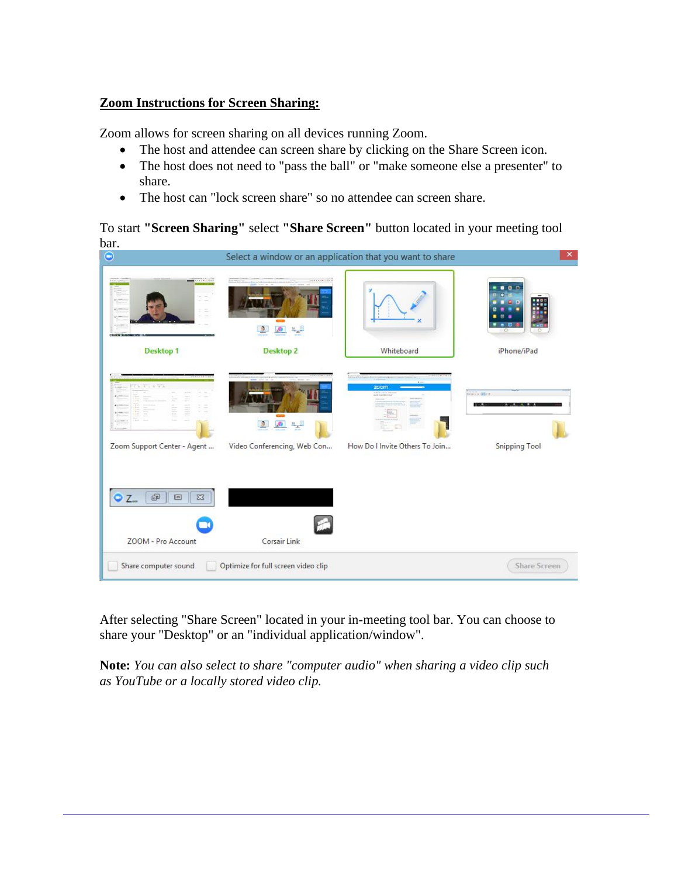## Zoom Instructions for Screen Sharing:

Zoom allows for screen sharing on all devices running Zoom.

- The host and attendee can screen share by clicking on the Share Screen icon.
- The host does not need to "pass the ball" or "make someone else a presenter" to share.
- The host can "lock screen share" so no attendee can screen share.

To start **"Screen Sharing"** select **"Share Screen"** button located in your meeting tool bar.

After selecting "Share Screen" located in your in-meeting tool bar. You can choose to share your "Desktop" or an "individual application/window".

**Note:** *You can also select to share "computer audio" when sharing a video clip such as YouTube or a locally stored video clip.*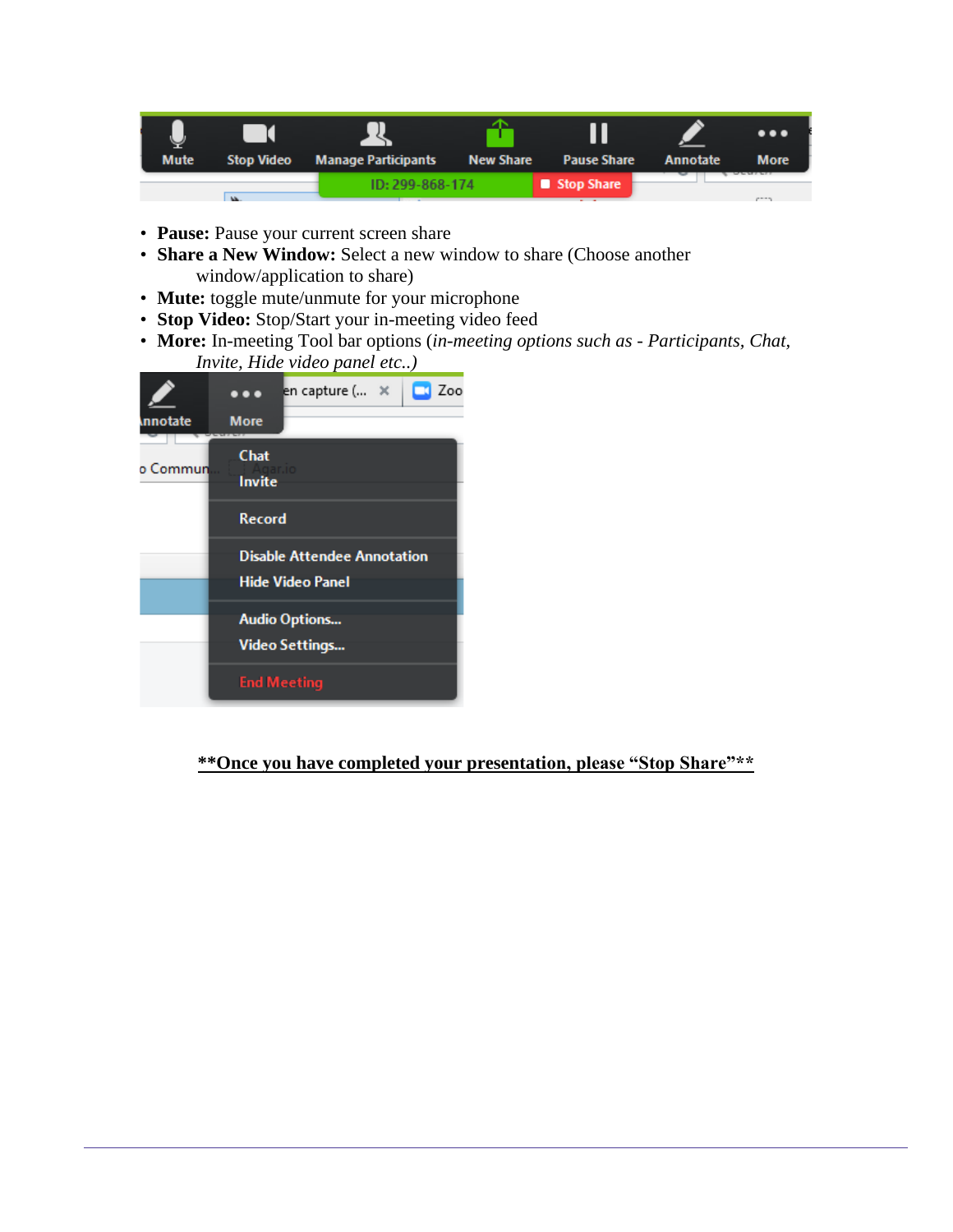- **Pause:** Pause your current screen share
- **Share a New Window:** Select a new window to share (Choose another window/application to share)
- **Mute:** toggle mute/unmute for your microphone
- **Stop Video:** Stop/Start your in-meeting video feed
- **More:** In-meeting Tool bar options (*in-meeting options such as - Participants, Chat, Invite, Hide video panel etc..)*

**<u>\*\*Once you have completed your presentation, please "Stop Share"\*\*</u>**